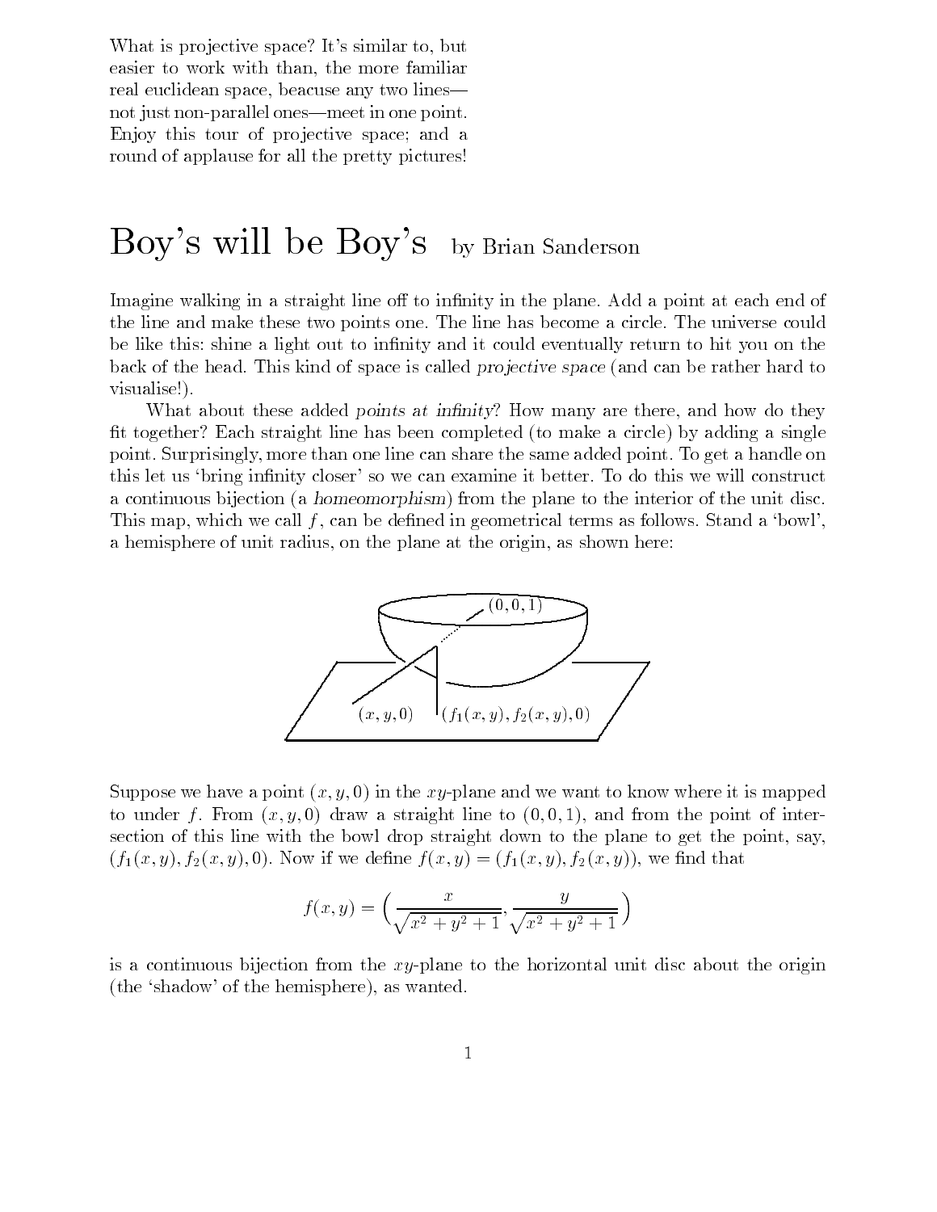What is projective space? It's similar to, but easier to work with than, the more familiar real euclidean space, beacuse any two lines—not just non-parallel ones—meet in one point. Enjoy this tour of projective space; and a round of applause for all the pretty pictures!

# Boy's will be Boy's

by Brian Sanderson

Imagine walking in a straight line off to infinity in the plane. Add a point at each end of the line and make these two points one. The line has become a circle. The universe could be like this: shine a light out to infinity and it could eventually return to hit you on the back of the head. This kind of space is called *projective space* (and can be rather hard to visualise!).

What about these added *points at infinity*? How many are there, and how do they fit together? Each straight line has been completed (to make a circle) by adding a single point. Surprisingly, more than one line can share the same added point. To get a handle on this let us 'bring infinity closer' so we can examine it better. To do this we will construct a continuous bijection (a *homeomorphism*) from the plane to the interior of the unit disc. This map, which we call $f$, can be defined in geometrical terms as follows. Stand a 'bowl', a hemisphere of unit radius, on the plane at the origin, as shown here:

$(0, 0, 1)$

$(x, y, 0)$ $(f_1(x, y), f_2(x, y), 0)$

Suppose we have a point $(x, y, 0)$ in the $xy$-plane and we want to know where it is mapped to under $f$. From $(x, y, 0)$ draw a straight line to $(0, 0, 1)$, and from the point of intersection of this line with the bowl drop straight down to the plane to get the point, say, $(f_1(x, y), f_2(x, y), 0)$. Now if we define $f(x, y) = (f_1(x, y), f_2(x, y))$, we find that

$$f(x, y) = \Big( \frac{x}{\sqrt{x^2 + y^2 + 1}}, \frac{y}{\sqrt{x^2 + y^2 + 1}} \Big)$$

is a continuous bijection from the $xy$-plane to the horizontal unit disc about the origin (the 'shadow' of the hemisphere), as wanted.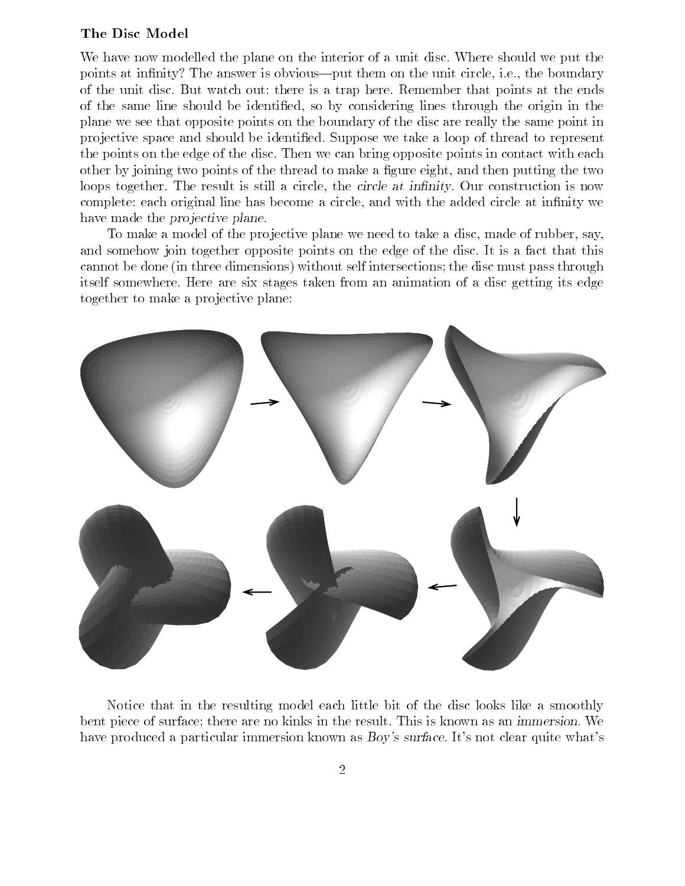**The Disc Model**

We have now modelled the plane on the interior of a unit disc. Where should we put the points at infinity? The answer is obvious—put them on the unit circle, i.e., the boundary of the unit disc. But watch out: there is a trap here. Remember that points at the ends of the same line should be identified, so by considering lines through the origin in the plane we see that opposite points on the boundary of the disc are really the same point in projective space and should be identified. Suppose we take a loop of thread to represent the points on the edge of the disc. Then we can bring opposite points in contact with each other by joining two points of the thread to make a figure eight, and then putting the two loops together. The result is still a circle, the *circle at infinity*. Our construction is now complete: each original line has become a circle, and with the added circle at infinity we have made the *projective plane*.

To make a model of the projective plane we need to take a disc, made of rubber, say, and somehow join together opposite points on the edge of the disc. It is a fact that this cannot be done (in three dimensions) without self intersections; the disc must pass through itself somewhere. Here are six stages taken from an animation of a disc getting its edge together to make a projective plane:

Notice that in the resulting model each little bit of the disc looks like a smoothly bent piece of surface; there are no kinks in the result. This is known as an *immersion*. We have produced a particular immersion known as *Boy's surface*. It's not clear quite what's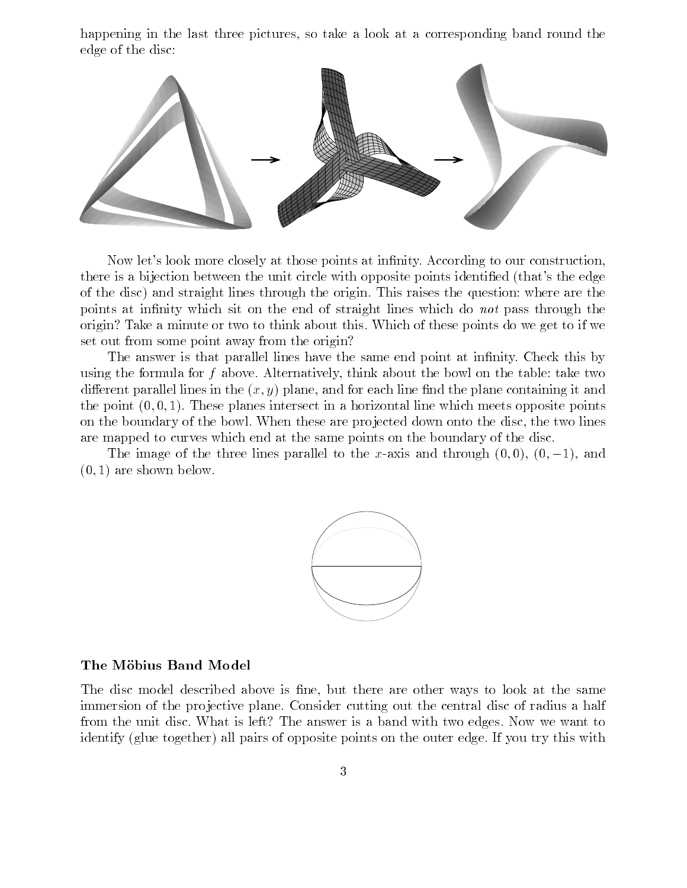happening in the last three pictures, so take a look at a corresponding band round the edge of the disc:

Now let's look more closely at those points at infinity. According to our construction, there is a bijection between the unit circle with opposite points identified (that's the edge of the disc) and straight lines through the origin. This raises the question: where are the points at infinity which sit on the end of straight lines which do *not* pass through the origin? Take a minute or two to think about this. Which of these points do we get to if we set out from some point away from the origin?

The answer is that parallel lines have the same end point at infinity. Check this by using the formula for $f$ above. Alternatively, think about the bowl on the table: take two different parallel lines in the $(x, y)$ plane, and for each line find the plane containing it and the point $(0, 0, 1)$. These planes intersect in a horizontal line which meets opposite points on the boundary of the bowl. When these are projected down onto the disc, the two lines are mapped to curves which end at the same points on the boundary of the disc.

The image of the three lines parallel to the $x$-axis and through $(0, 0)$, $(0, -1)$, and $(0, 1)$ are shown below.

## The Möbius Band Model

The disc model described above is fine, but there are other ways to look at the same immersion of the projective plane. Consider cutting out the central disc of radius a half from the unit disc. What is left? The answer is a band with two edges. Now we want to identify (glue together) all pairs of opposite points on the outer edge. If you try this with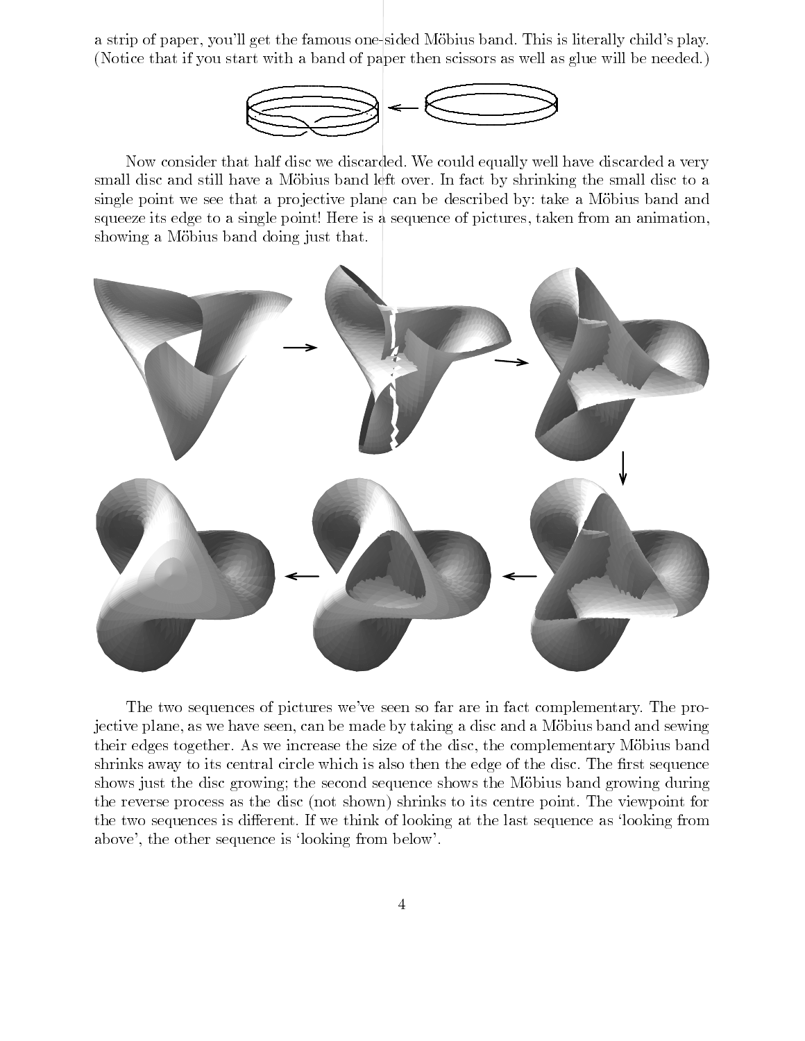a strip of paper, you'll get the famous one-sided Möbius band. This is literally child's play. (Notice that if you start with a band of paper then scissors as well as glue will be needed.)

Now consider that half disc we discarded. We could equally well have discarded a very small disc and still have a Möbius band left over. In fact by shrinking the small disc to a single point we see that a projective plane can be described by: take a Möbius band and squeeze its edge to a single point! Here is a sequence of pictures, taken from an animation, showing a Möbius band doing just that.

The two sequences of pictures we've seen so far are in fact complementary. The projective plane, as we have seen, can be made by taking a disc and a Möbius band and sewing their edges together. As we increase the size of the disc, the complementary Möbius band shrinks away to its central circle which is also then the edge of the disc. The first sequence shows just the disc growing; the second sequence shows the Möbius band growing during the reverse process as the disc (not shown) shrinks to its centre point. The viewpoint for the two sequences is different. If we think of looking at the last sequence as 'looking from above', the other sequence is 'looking from below'.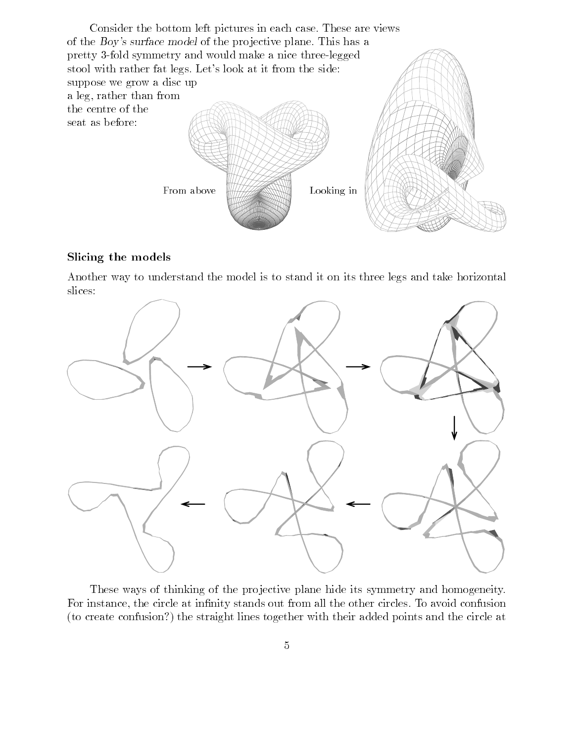Consider the bottom left pictures in each case. These are views of the *Boy's surface model* of the projective plane. This has a pretty 3-fold symmetry and would make a nice three-legged stool with rather fat legs. Let's look at it from the side: suppose we grow a disc up a leg, rather than from the centre of the seat as before:

From above

Looking in

## Slicing the models

Another way to understand the model is to stand it on its three legs and take horizontal slices:

These ways of thinking of the projective plane hide its symmetry and homogeneity. For instance, the circle at infinity stands out from all the other circles. To avoid confusion (to create confusion?) the straight lines together with their added points and the circle at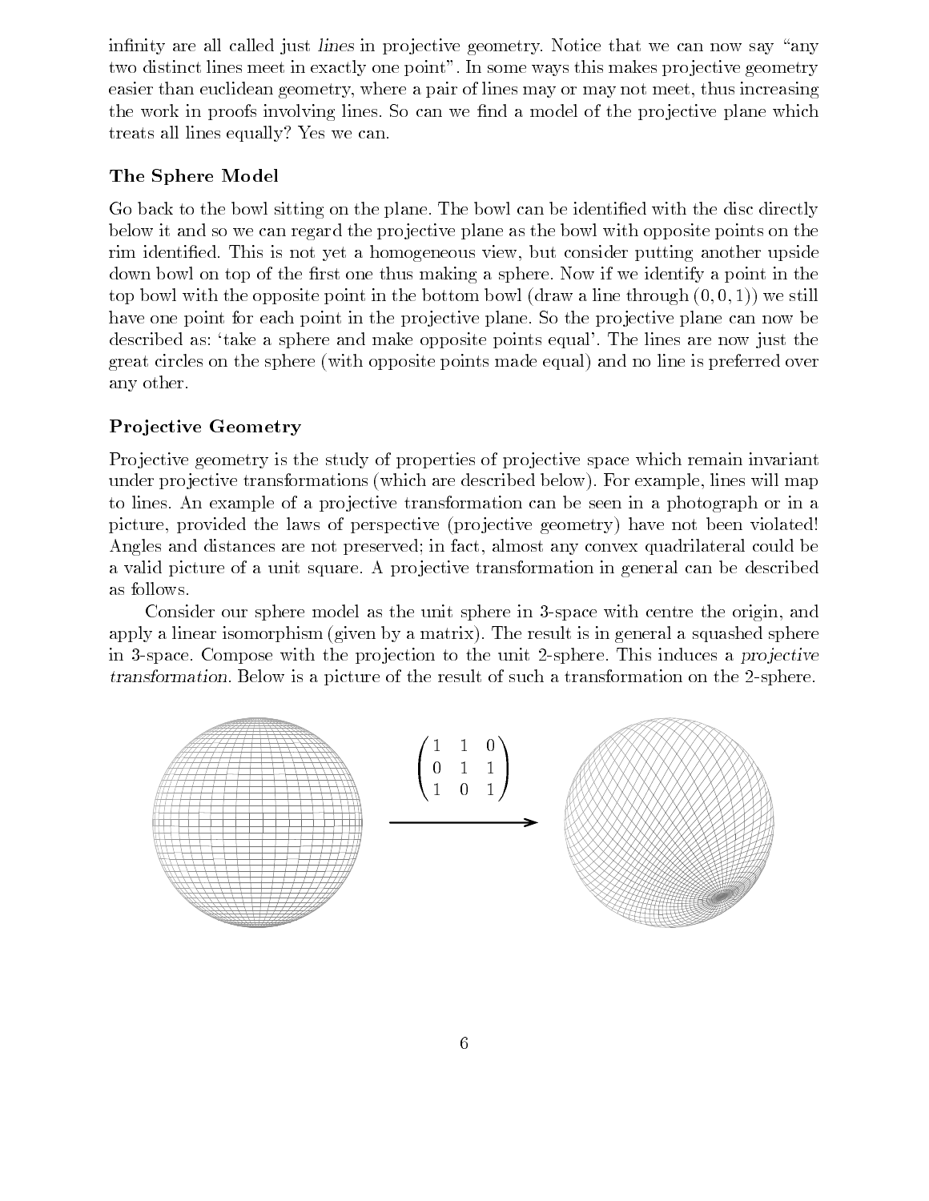infinity are all called just *lines* in projective geometry. Notice that we can now say "any two distinct lines meet in exactly one point". In some ways this makes projective geometry easier than euclidean geometry, where a pair of lines may or may not meet, thus increasing the work in proofs involving lines. So can we find a model of the projective plane which treats all lines equally? Yes we can.

### The Sphere Model

Go back to the bowl sitting on the plane. The bowl can be identified with the disc directly below it and so we can regard the projective plane as the bowl with opposite points on the rim identified. This is not yet a homogeneous view, but consider putting another upside down bowl on top of the first one thus making a sphere. Now if we identify a point in the top bowl with the opposite point in the bottom bowl (draw a line through $(0, 0, 1)$) we still have one point for each point in the projective plane. So the projective plane can now be described as: 'take a sphere and make opposite points equal'. The lines are now just the great circles on the sphere (with opposite points made equal) and no line is preferred over any other.

### Projective Geometry

Projective geometry is the study of properties of projective space which remain invariant under projective transformations (which are described below). For example, lines will map to lines. An example of a projective transformation can be seen in a photograph or in a picture, provided the laws of perspective (projective geometry) have not been violated! Angles and distances are not preserved; in fact, almost any convex quadrilateral could be a valid picture of a unit square. A projective transformation in general can be described as follows.

Consider our sphere model as the unit sphere in 3-space with centre the origin, and apply a linear isomorphism (given by a matrix). The result is in general a squashed sphere in 3-space. Compose with the projection to the unit 2-sphere. This induces a *projective transformation*. Below is a picture of the result of such a transformation on the 2-sphere.

$$\begin{pmatrix} 1 & 1 & 0 \\ 0 & 1 & 1 \\ 1 & 0 & 1 \end{pmatrix}$$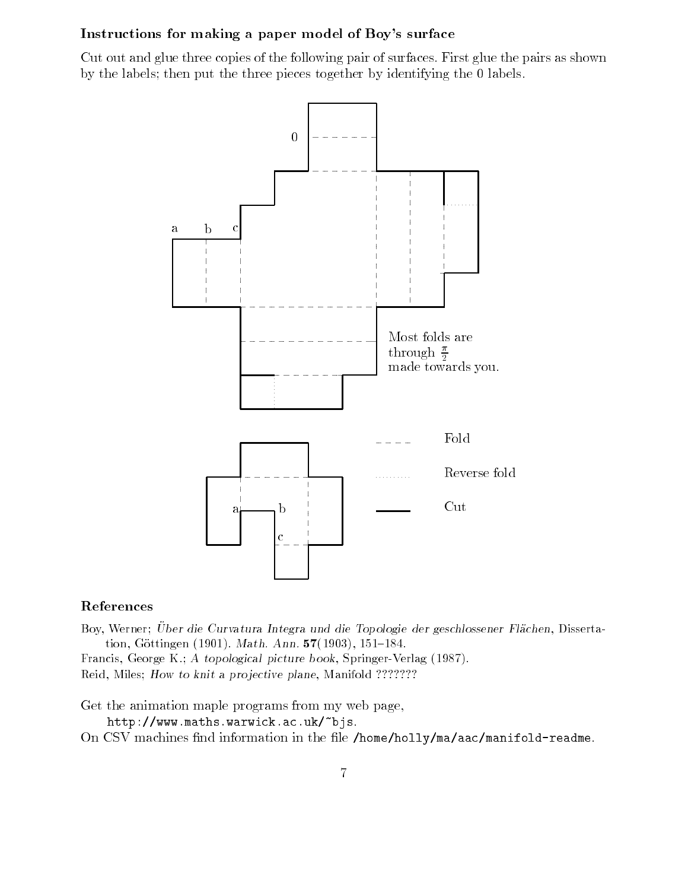### Instructions for making a paper model of Boy's surface

Cut out and glue three copies of the following pair of surfaces. First glue the pairs as shown by the labels; then put the three pieces together by identifying the 0 labels.

0

a b c

Most folds are through $\frac{\pi}{2}$ made towards you.

a b

c

Fold

Reverse fold

Cut

### References

Boy, Werner; *Über die Curvatura Integra und die Topologie der geschlossener Flächen*, Dissertation, Göttingen (1901). *Math. Ann.* **57** (1903), 151–184.

Francis, George K.; *A topological picture book*, Springer-Verlag (1987).

Reid, Miles; *How to knit a projective plane*, Manifold ???????

Get the animation maple programs from my web page,

`http://www.maths.warwick.ac.uk/~bjs`.

On CSV machines find information in the file `/home/holly/ma/aac/manifold-readme`.